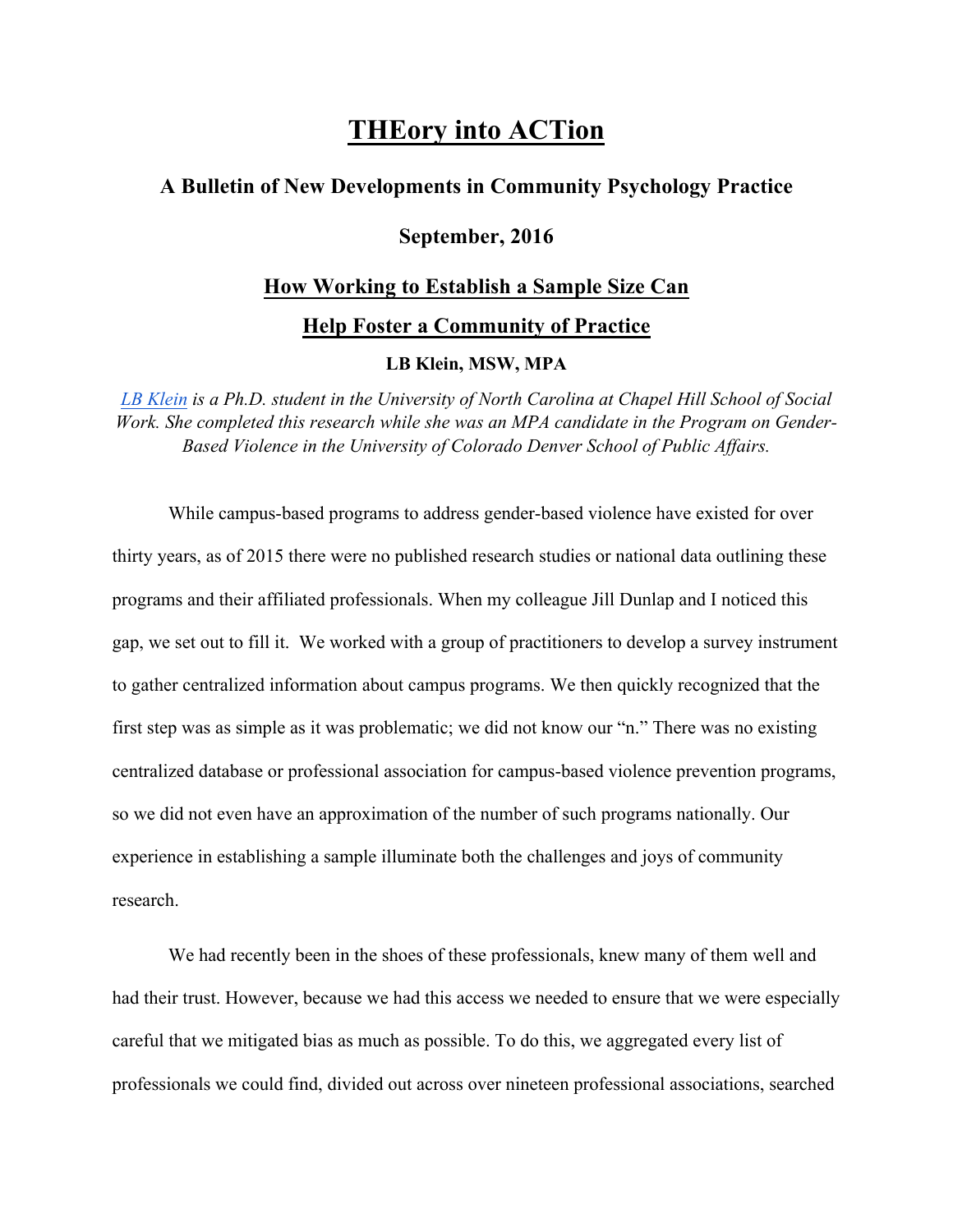# THEory into ACTion

## A Bulletin of New Developments in Community Psychology Practice

**September, 2016**

## How Working to Establish a Sample Size Can Help Foster a Community of Practice

**LB Klein, MSW, MPA**

*LB Klein is a Ph.D. student in the University of North Carolina at Chapel Hill School of Social Work. She completed this research while she was an MPA candidate in the Program on Gender-Based Violence in the University of Colorado Denver School of Public Affairs.*

While campus-based programs to address gender-based violence have existed for over thirty years, as of 2015 there were no published research studies or national data outlining these programs and their affiliated professionals. When my colleague Jill Dunlap and I noticed this gap, we set out to fill it. We worked with a group of practitioners to develop a survey instrument to gather centralized information about campus programs. We then quickly recognized that the first step was as simple as it was problematic; we did not know our "n." There was no existing centralized database or professional association for campus-based violence prevention programs, so we did not even have an approximation of the number of such programs nationally. Our experience in establishing a sample illuminate both the challenges and joys of community research.

We had recently been in the shoes of these professionals, knew many of them well and had their trust. However, because we had this access we needed to ensure that we were especially careful that we mitigated bias as much as possible. To do this, we aggregated every list of professionals we could find, divided out across over nineteen professional associations, searched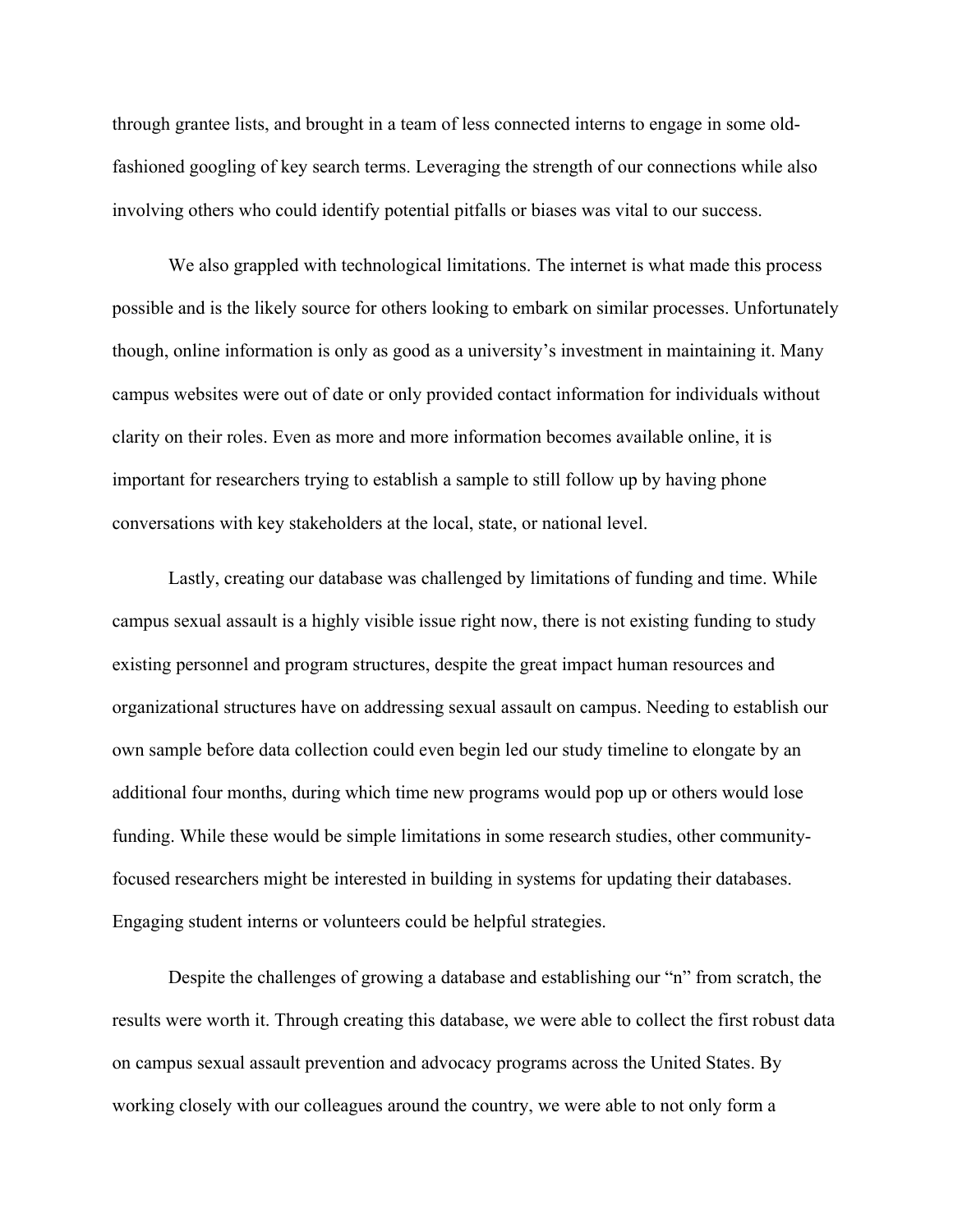through grantee lists, and brought in a team of less connected interns to engage in some old-fashioned googling of key search terms. Leveraging the strength of our connections while also involving others who could identify potential pitfalls or biases was vital to our success.

We also grappled with technological limitations. The internet is what made this process possible and is the likely source for others looking to embark on similar processes. Unfortunately though, online information is only as good as a university's investment in maintaining it. Many campus websites were out of date or only provided contact information for individuals without clarity on their roles. Even as more and more information becomes available online, it is important for researchers trying to establish a sample to still follow up by having phone conversations with key stakeholders at the local, state, or national level.

Lastly, creating our database was challenged by limitations of funding and time. While campus sexual assault is a highly visible issue right now, there is not existing funding to study existing personnel and program structures, despite the great impact human resources and organizational structures have on addressing sexual assault on campus. Needing to establish our own sample before data collection could even begin led our study timeline to elongate by an additional four months, during which time new programs would pop up or others would lose funding. While these would be simple limitations in some research studies, other community-focused researchers might be interested in building in systems for updating their databases. Engaging student interns or volunteers could be helpful strategies.

Despite the challenges of growing a database and establishing our "n" from scratch, the results were worth it. Through creating this database, we were able to collect the first robust data on campus sexual assault prevention and advocacy programs across the United States. By working closely with our colleagues around the country, we were able to not only form a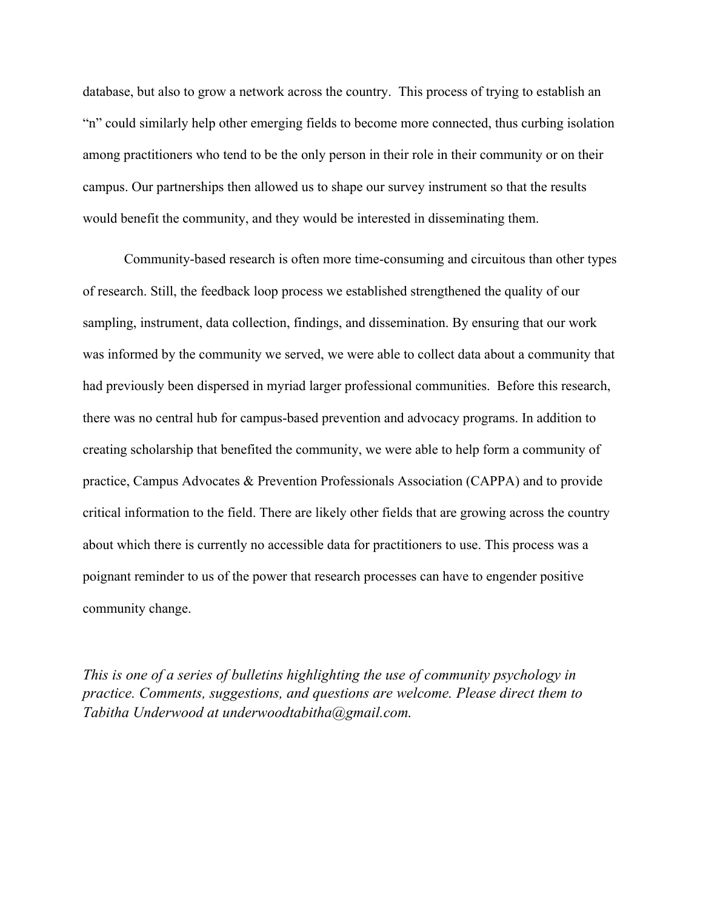database, but also to grow a network across the country. This process of trying to establish an "n" could similarly help other emerging fields to become more connected, thus curbing isolation among practitioners who tend to be the only person in their role in their community or on their campus. Our partnerships then allowed us to shape our survey instrument so that the results would benefit the community, and they would be interested in disseminating them.

Community-based research is often more time-consuming and circuitous than other types of research. Still, the feedback loop process we established strengthened the quality of our sampling, instrument, data collection, findings, and dissemination. By ensuring that our work was informed by the community we served, we were able to collect data about a community that had previously been dispersed in myriad larger professional communities. Before this research, there was no central hub for campus-based prevention and advocacy programs. In addition to creating scholarship that benefited the community, we were able to help form a community of practice, Campus Advocates & Prevention Professionals Association (CAPPA) and to provide critical information to the field. There are likely other fields that are growing across the country about which there is currently no accessible data for practitioners to use. This process was a poignant reminder to us of the power that research processes can have to engender positive community change.

*This is one of a series of bulletins highlighting the use of community psychology in practice. Comments, suggestions, and questions are welcome. Please direct them to Tabitha Underwood at underwoodtabitha@gmail.com.*